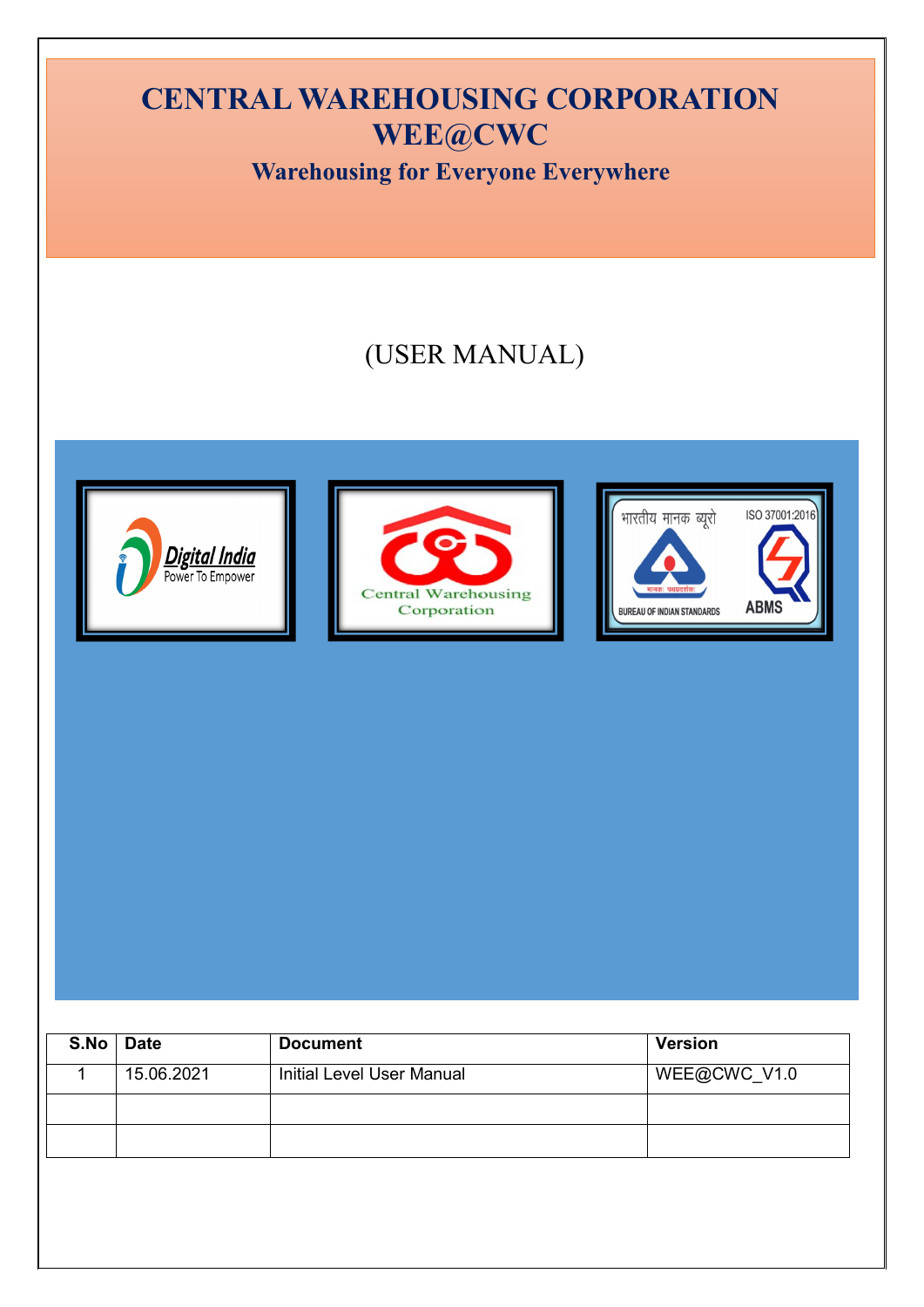# CENTRAL WAREHOUSING CORPORATION
# WEE@CWC

## Warehousing for Everyone Everywhere

(USER MANUAL)

| S.No | Date | Document | Version |
|---|---|---|---|
| 1 | 15.06.2021 | Initial Level User Manual | WEE@CWC_V1.0 |
| | | | |
| | | | |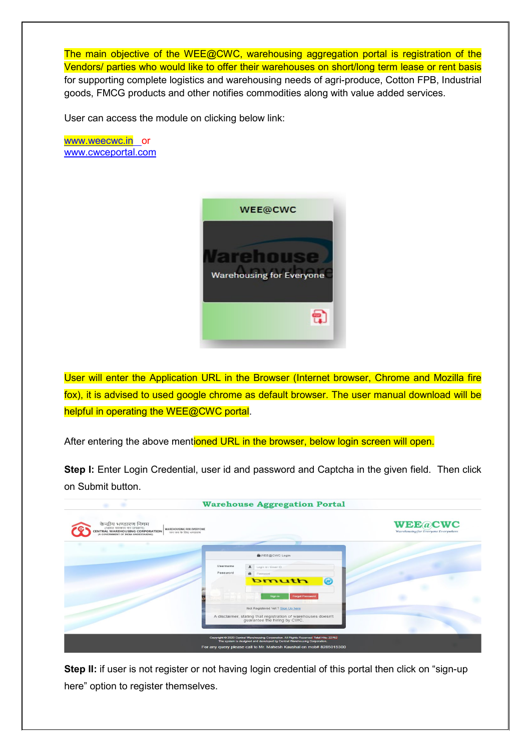The main objective of the WEE@CWC, warehousing aggregation portal is registration of the Vendors/ parties who would like to offer their warehouses on short/long term lease or rent basis for supporting complete logistics and warehousing needs of agri-produce, Cotton FPB, Industrial goods, FMCG products and other notifies commodities along with value added services.

User can access the module on clicking below link:

www.weecwc.in  or
www.cwceportal.com

User will enter the Application URL in the Browser (Internet browser, Chrome and Mozilla fire fox), it is advised to used google chrome as default browser. The user manual download will be helpful in operating the WEE@CWC portal.

After entering the above mentioned URL in the browser, below login screen will open.

**Step I:** Enter Login Credential, user id and password and Captcha in the given field. Then click on Submit button.

**Step II:** if user is not register or not having login credential of this portal then click on "sign-up here" option to register themselves.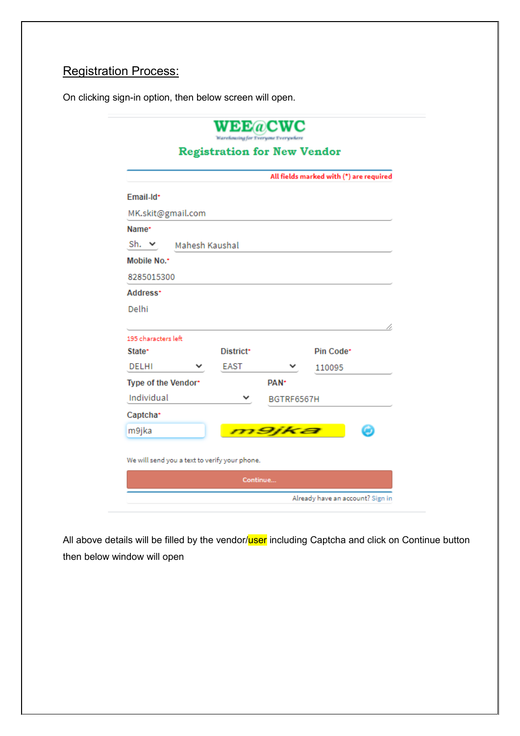## Registration Process:

On clicking sign-in option, then below screen will open.

**WEE@CWC**

Warehousing for Everyone Everywhere

**Registration for New Vendor**

All fields marked with (*) are required

Email-Id*

MK.skit@gmail.com

Name*

Sh. Mahesh Kaushal

Mobile No.*

8285015300

Address*

Delhi

195 characters left

| State* | District* | Pin Code* |
|---|---|---|
| DELHI | EAST | 110095 |

| Type of the Vendor* | PAN* |
|---|---|
| Individual | BGTRF6567H |

Captcha*

m9jka m9jka

We will send you a text to verify your phone.

Continue...

Already have an account? Sign in

All above details will be filled by the vendor/user including Captcha and click on Continue button then below window will open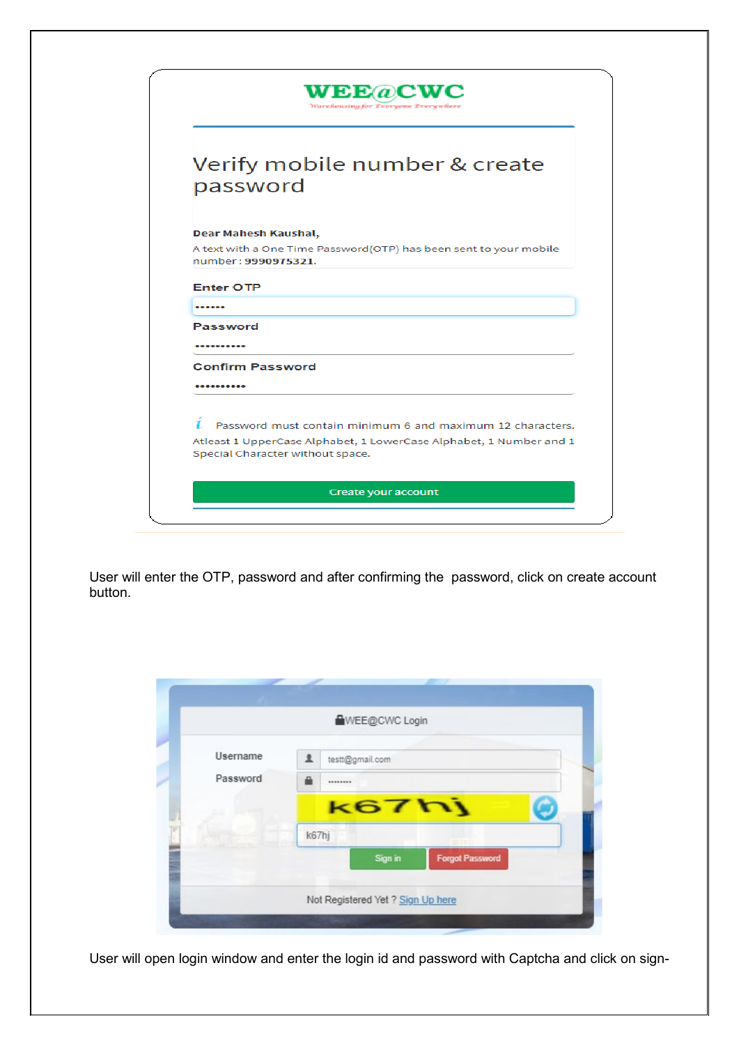WEE@CWC

Warehousing for Everyone Everywhere

Verify mobile number & create password

**Dear Mahesh Kaushal,**

A text with a One Time Password(OTP) has been sent to your mobile number : **9990975321**.

Enter OTP

••••••

Password

••••••••••

Confirm Password

••••••••••

Password must contain minimum 6 and maximum 12 characters. Atleast 1 UpperCase Alphabet, 1 LowerCase Alphabet, 1 Number and 1 Special Character without space.

Create your account

User will enter the OTP, password and after confirming the password, click on create account button.

WEE@CWC Login

Username testt@gmail.com

Password ••••••••

k67hj

k67hj

Sign in Forgot Password

Not Registered Yet ? Sign Up here

User will open login window and enter the login id and password with Captcha and click on sign-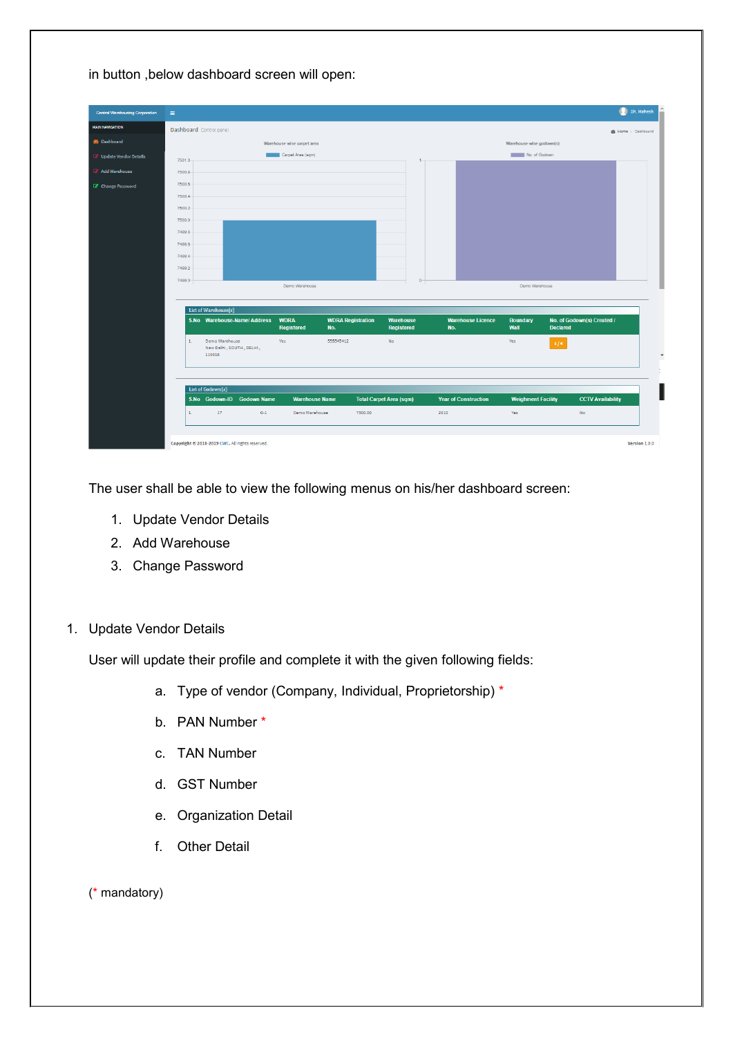in button ,below dashboard screen will open:

The user shall be able to view the following menus on his/her dashboard screen:

1. Update Vendor Details
2. Add Warehouse
3. Change Password

1. Update Vendor Details

User will update their profile and complete it with the given following fields:

   a. Type of vendor (Company, Individual, Proprietorship) *
   b. PAN Number *
   c. TAN Number
   d. GST Number
   e. Organization Detail
   f. Other Detail

(* mandatory)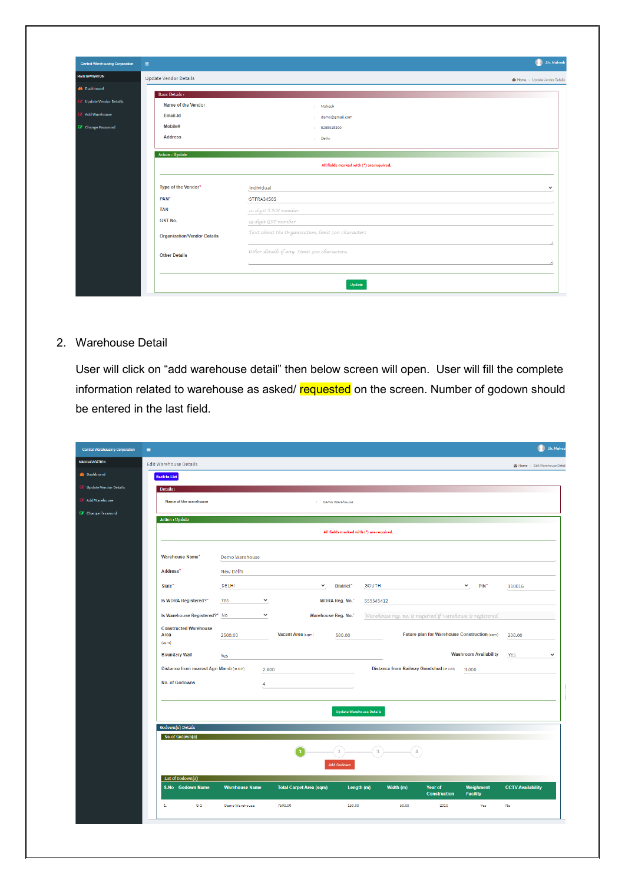Central Warehousing Corporation

Sh. Mahesh

MAIN NAVIGATION

- Dashboard
- Update Vendor Details
- Add Warehouse
- Change Password

Update Vendor Details

Home > Update Vendor Details

**Basic Details :**

| | | |
|---|---|---|
| Name of the Vendor | : | Mahesh |
| Email-Id | : | demo@gmail.com |
| Mobile# | : | 8285015300 |
| Address | : | Delhi |

**Action : Update**

All fields marked with (*) are required.

| | |
|---|---|
| Type of the Vendor* | Individual |
| PAN* | GTFRA3456S |
| TAN | 10 digit TAN number |
| GST No. | 15 digit GST number |
| Organization/Vendor Details | Text about the Organization, limit 500 characters |
| Other Details | Other details if any, Limit 500 characters. |

Update

2. Warehouse Detail

User will click on "add warehouse detail" then below screen will open. User will fill the complete information related to warehouse as asked/ requested on the screen. Number of godown should be entered in the last field.

Central Warehousing Corporation

Sh. Mahesh

MAIN NAVIGATION

- Dashboard
- Update Vendor Details
- Add Warehouse
- Change Password

Edit Warehouse Details

Home > Edit Warehouse Details

Back to List

**Details :**

| | | |
|---|---|---|
| Name of the warehouse | : | Demo Warehouse |

**Action : Update**

All fields marked with (*) are required.

| | | | | | |
|---|---|---|---|---|---|
| Warehouse Name* | Demo Warehouse | | | | |
| Address* | New Delhi | | | | |
| State* | DELHI | District* | SOUTH | PIN* | 110016 |
| Is WDRA Registered?* | Yes | WDRA Reg. No.* | 555545412 | | |
| Is Warehouse Registered?* | No | Warehouse Reg. No.* | Warehouse reg. no. is required if warehouse is registered. | | |
| Constructed Warehouse Area (sqm) | 2500.00 | Vacant Area (sqm) | 500.00 | Future plan for Warehouse Construction (sqm) | 200.00 |
| Boundary Wall | Yes | | | Washroom Availability | Yes |
| Distance from nearest Agri Mandi (in KM) | 2.000 | Distance from Railway Goodshed (in KM) | 3.000 | | |
| No. of Godowns | 4 | | | | |

Update Warehouse Details

**Godown(s) Details**

No. of Godown(s)

1 — 2 — 3 — 4

Add Godown

List of Godown(s)

| S.No | Godown Name | Warehouse Name | Total Carpet Area (sqm) | Length (m) | Width (m) | Year of Construction | Weighment Facility | CCTV Availability |
|---|---|---|---|---|---|---|---|---|
| 1. | G-1 | Demo Warehouse | 7500.00 | 150.00 | 50.00 | 2010 | Yes | No |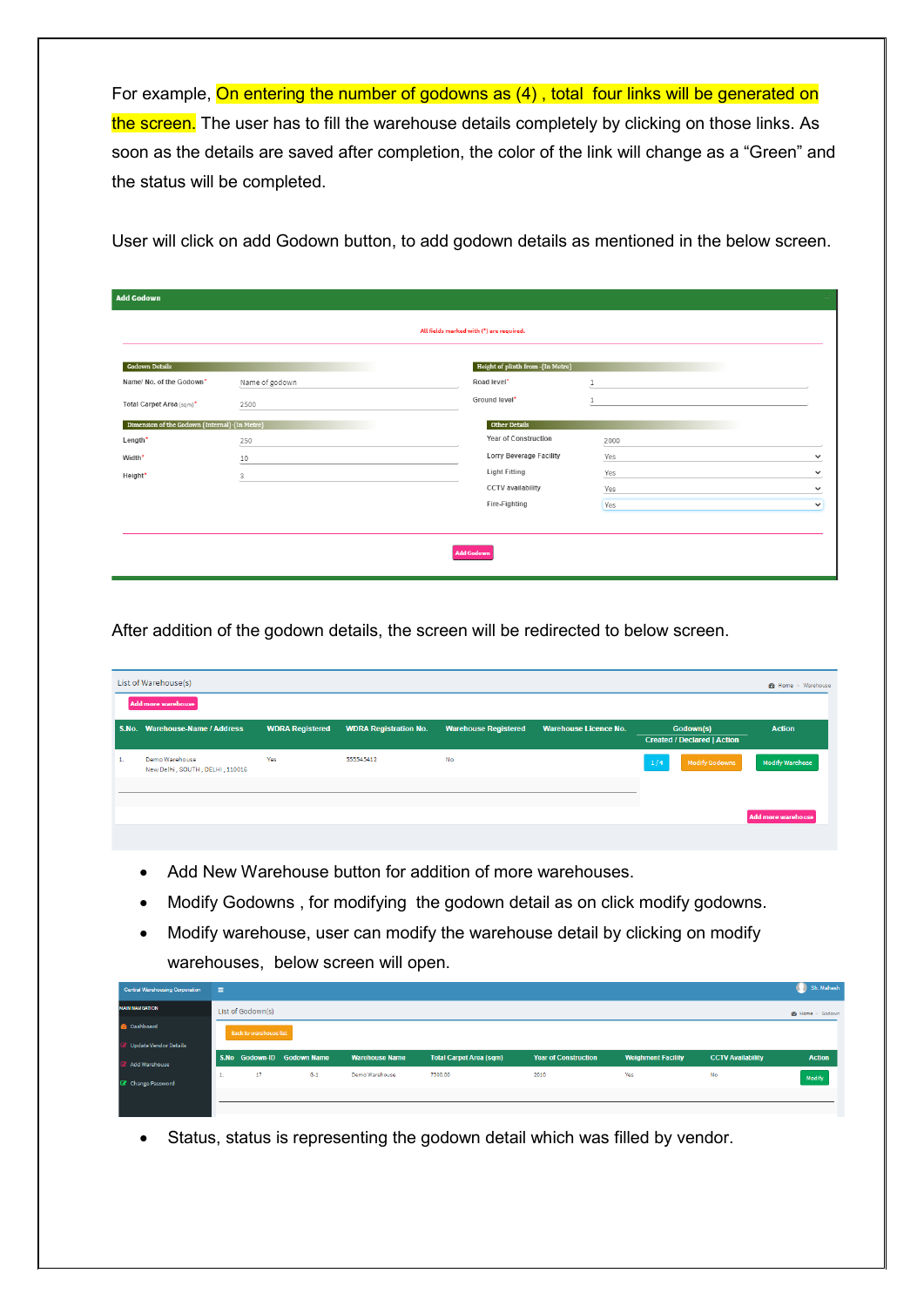For example, On entering the number of godowns as (4) , total four links will be generated on the screen. The user has to fill the warehouse details completely by clicking on those links. As soon as the details are saved after completion, the color of the link will change as a "Green" and the status will be completed.

User will click on add Godown button, to add godown details as mentioned in the below screen.

After addition of the godown details, the screen will be redirected to below screen.

- Add New Warehouse button for addition of more warehouses.
- Modify Godowns , for modifying the godown detail as on click modify godowns.
- Modify warehouse, user can modify the warehouse detail by clicking on modify warehouses, below screen will open.

- Status, status is representing the godown detail which was filled by vendor.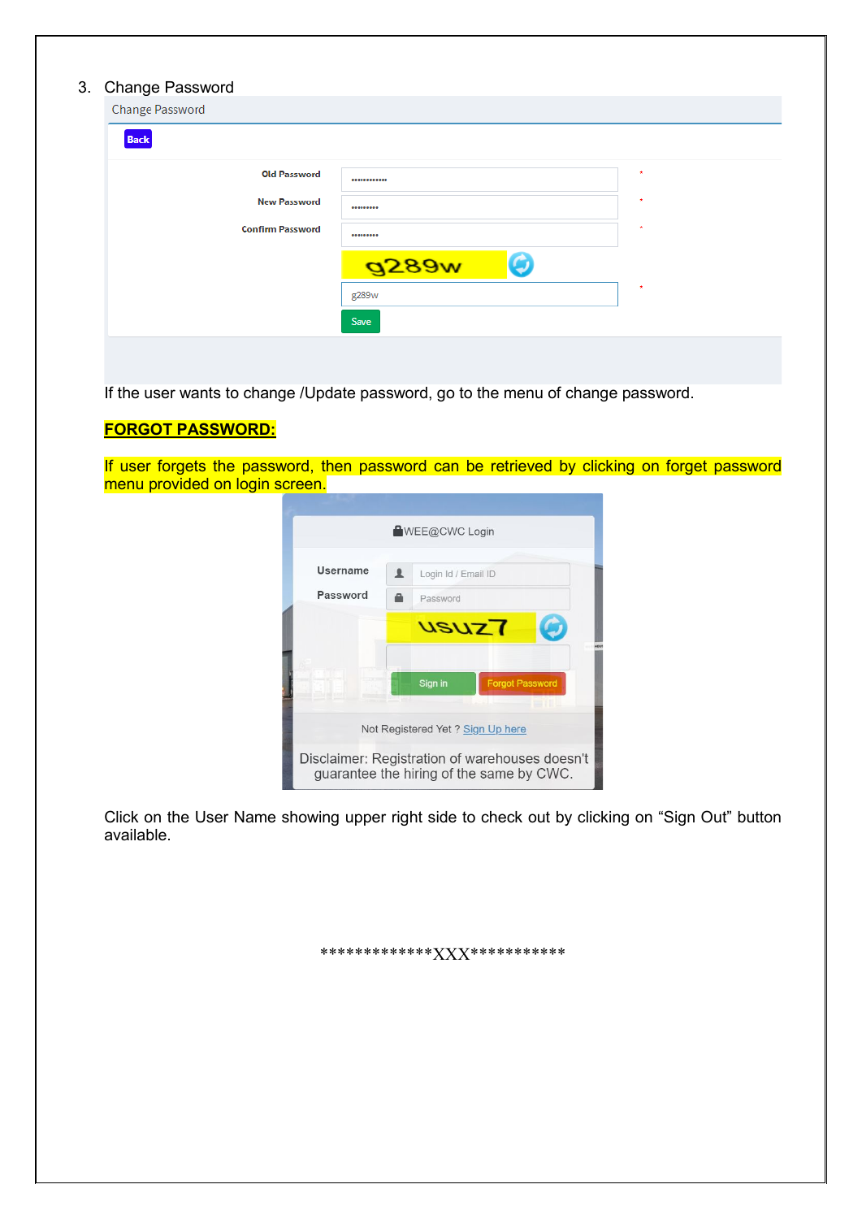3. Change Password

Change Password

Back

Old Password

New Password

Confirm Password

g289w

Save

If the user wants to change /Update password, go to the menu of change password.

**FORGOT PASSWORD:**

If user forgets the password, then password can be retrieved by clicking on forget password menu provided on login screen.

WEE@CWC Login

Username

Password

Sign in

Forgot Password

Not Registered Yet ? Sign Up here

Disclaimer: Registration of warehouses doesn't guarantee the hiring of the same by CWC.

Click on the User Name showing upper right side to check out by clicking on "Sign Out" button available.

*************XXX***********